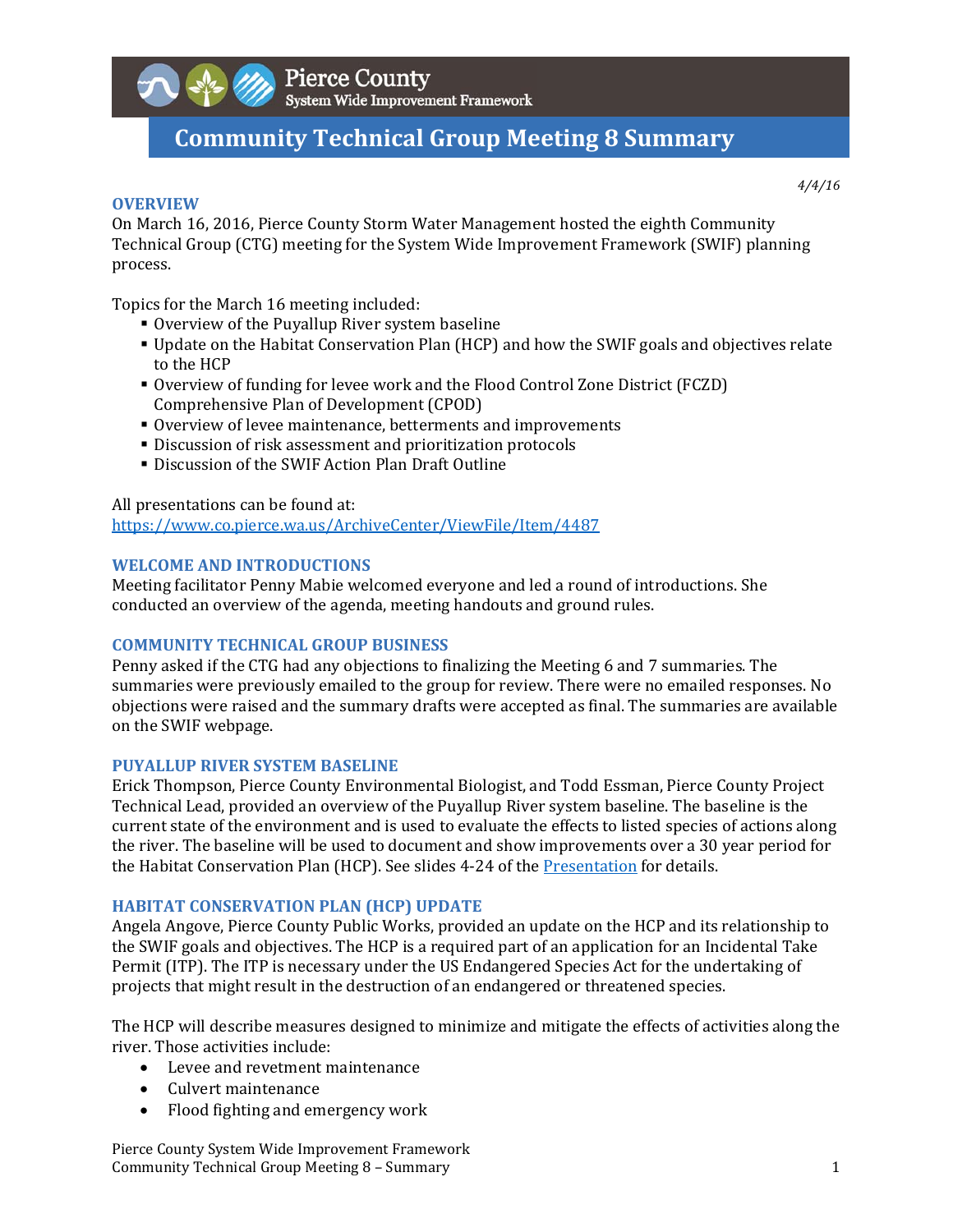Pierce County
System Wide Improvement Framework

# Community Technical Group Meeting 8 Summary

*4/4/16*

## OVERVIEW

On March 16, 2016, Pierce County Storm Water Management hosted the eighth Community Technical Group (CTG) meeting for the System Wide Improvement Framework (SWIF) planning process.

Topics for the March 16 meeting included:

- Overview of the Puyallup River system baseline
- Update on the Habitat Conservation Plan (HCP) and how the SWIF goals and objectives relate to the HCP
- Overview of funding for levee work and the Flood Control Zone District (FCZD) Comprehensive Plan of Development (CPOD)
- Overview of levee maintenance, betterments and improvements
- Discussion of risk assessment and prioritization protocols
- Discussion of the SWIF Action Plan Draft Outline

All presentations can be found at:
https://www.co.pierce.wa.us/ArchiveCenter/ViewFile/Item/4487

## WELCOME AND INTRODUCTIONS

Meeting facilitator Penny Mabie welcomed everyone and led a round of introductions. She conducted an overview of the agenda, meeting handouts and ground rules.

## COMMUNITY TECHNICAL GROUP BUSINESS

Penny asked if the CTG had any objections to finalizing the Meeting 6 and 7 summaries. The summaries were previously emailed to the group for review. There were no emailed responses. No objections were raised and the summary drafts were accepted as final. The summaries are available on the SWIF webpage.

## PUYALLUP RIVER SYSTEM BASELINE

Erick Thompson, Pierce County Environmental Biologist, and Todd Essman, Pierce County Project Technical Lead, provided an overview of the Puyallup River system baseline. The baseline is the current state of the environment and is used to evaluate the effects to listed species of actions along the river. The baseline will be used to document and show improvements over a 30 year period for the Habitat Conservation Plan (HCP). See slides 4-24 of the Presentation for details.

## HABITAT CONSERVATION PLAN (HCP) UPDATE

Angela Angove, Pierce County Public Works, provided an update on the HCP and its relationship to the SWIF goals and objectives. The HCP is a required part of an application for an Incidental Take Permit (ITP). The ITP is necessary under the US Endangered Species Act for the undertaking of projects that might result in the destruction of an endangered or threatened species.

The HCP will describe measures designed to minimize and mitigate the effects of activities along the river. Those activities include:

- Levee and revetment maintenance
- Culvert maintenance
- Flood fighting and emergency work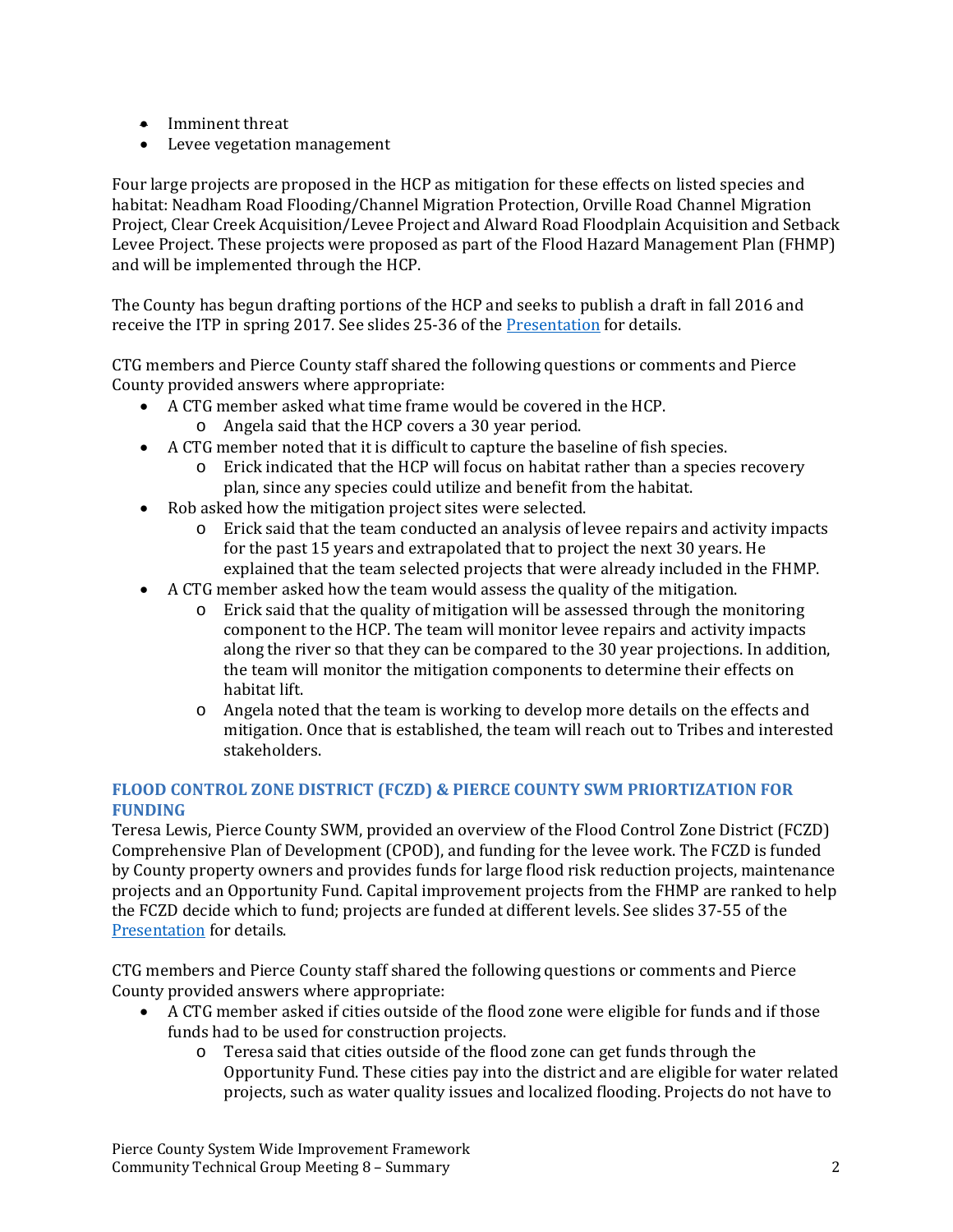- Imminent threat
- Levee vegetation management

Four large projects are proposed in the HCP as mitigation for these effects on listed species and habitat: Neadham Road Flooding/Channel Migration Protection, Orville Road Channel Migration Project, Clear Creek Acquisition/Levee Project and Alward Road Floodplain Acquisition and Setback Levee Project. These projects were proposed as part of the Flood Hazard Management Plan (FHMP) and will be implemented through the HCP.

The County has begun drafting portions of the HCP and seeks to publish a draft in fall 2016 and receive the ITP in spring 2017. See slides 25-36 of the Presentation for details.

CTG members and Pierce County staff shared the following questions or comments and Pierce County provided answers where appropriate:

- A CTG member asked what time frame would be covered in the HCP.
  - Angela said that the HCP covers a 30 year period.
- A CTG member noted that it is difficult to capture the baseline of fish species.
  - Erick indicated that the HCP will focus on habitat rather than a species recovery plan, since any species could utilize and benefit from the habitat.
- Rob asked how the mitigation project sites were selected.
  - Erick said that the team conducted an analysis of levee repairs and activity impacts for the past 15 years and extrapolated that to project the next 30 years. He explained that the team selected projects that were already included in the FHMP.
- A CTG member asked how the team would assess the quality of the mitigation.
  - Erick said that the quality of mitigation will be assessed through the monitoring component to the HCP. The team will monitor levee repairs and activity impacts along the river so that they can be compared to the 30 year projections. In addition, the team will monitor the mitigation components to determine their effects on habitat lift.
  - Angela noted that the team is working to develop more details on the effects and mitigation. Once that is established, the team will reach out to Tribes and interested stakeholders.

### FLOOD CONTROL ZONE DISTRICT (FCZD) & PIERCE COUNTY SWM PRIORTIZATION FOR FUNDING

Teresa Lewis, Pierce County SWM, provided an overview of the Flood Control Zone District (FCZD) Comprehensive Plan of Development (CPOD), and funding for the levee work. The FCZD is funded by County property owners and provides funds for large flood risk reduction projects, maintenance projects and an Opportunity Fund. Capital improvement projects from the FHMP are ranked to help the FCZD decide which to fund; projects are funded at different levels. See slides 37-55 of the Presentation for details.

CTG members and Pierce County staff shared the following questions or comments and Pierce County provided answers where appropriate:

- A CTG member asked if cities outside of the flood zone were eligible for funds and if those funds had to be used for construction projects.
  - Teresa said that cities outside of the flood zone can get funds through the Opportunity Fund. These cities pay into the district and are eligible for water related projects, such as water quality issues and localized flooding. Projects do not have to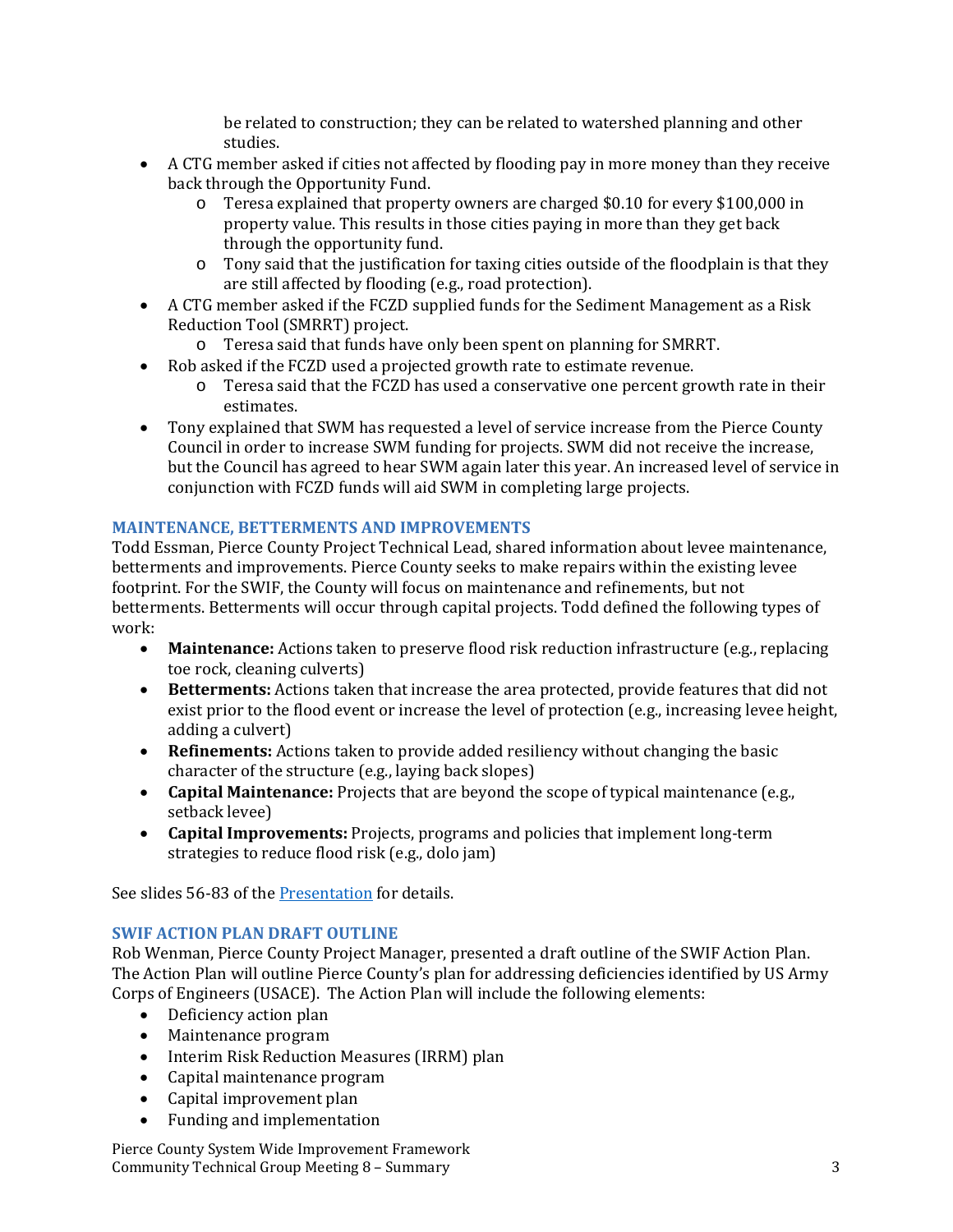be related to construction; they can be related to watershed planning and other studies.

- A CTG member asked if cities not affected by flooding pay in more money than they receive back through the Opportunity Fund.
  - Teresa explained that property owners are charged $0.10 for every $100,000 in property value. This results in those cities paying in more than they get back through the opportunity fund.
  - Tony said that the justification for taxing cities outside of the floodplain is that they are still affected by flooding (e.g., road protection).
- A CTG member asked if the FCZD supplied funds for the Sediment Management as a Risk Reduction Tool (SMRRT) project.
  - Teresa said that funds have only been spent on planning for SMRRT.
- Rob asked if the FCZD used a projected growth rate to estimate revenue.
  - Teresa said that the FCZD has used a conservative one percent growth rate in their estimates.
- Tony explained that SWM has requested a level of service increase from the Pierce County Council in order to increase SWM funding for projects. SWM did not receive the increase, but the Council has agreed to hear SWM again later this year. An increased level of service in conjunction with FCZD funds will aid SWM in completing large projects.

### MAINTENANCE, BETTERMENTS AND IMPROVEMENTS

Todd Essman, Pierce County Project Technical Lead, shared information about levee maintenance, betterments and improvements. Pierce County seeks to make repairs within the existing levee footprint. For the SWIF, the County will focus on maintenance and refinements, but not betterments. Betterments will occur through capital projects. Todd defined the following types of work:

- **Maintenance:** Actions taken to preserve flood risk reduction infrastructure (e.g., replacing toe rock, cleaning culverts)
- **Betterments:** Actions taken that increase the area protected, provide features that did not exist prior to the flood event or increase the level of protection (e.g., increasing levee height, adding a culvert)
- **Refinements:** Actions taken to provide added resiliency without changing the basic character of the structure (e.g., laying back slopes)
- **Capital Maintenance:** Projects that are beyond the scope of typical maintenance (e.g., setback levee)
- **Capital Improvements:** Projects, programs and policies that implement long-term strategies to reduce flood risk (e.g., dolo jam)

See slides 56-83 of the Presentation for details.

### SWIF ACTION PLAN DRAFT OUTLINE

Rob Wenman, Pierce County Project Manager, presented a draft outline of the SWIF Action Plan. The Action Plan will outline Pierce County's plan for addressing deficiencies identified by US Army Corps of Engineers (USACE). The Action Plan will include the following elements:

- Deficiency action plan
- Maintenance program
- Interim Risk Reduction Measures (IRRM) plan
- Capital maintenance program
- Capital improvement plan
- Funding and implementation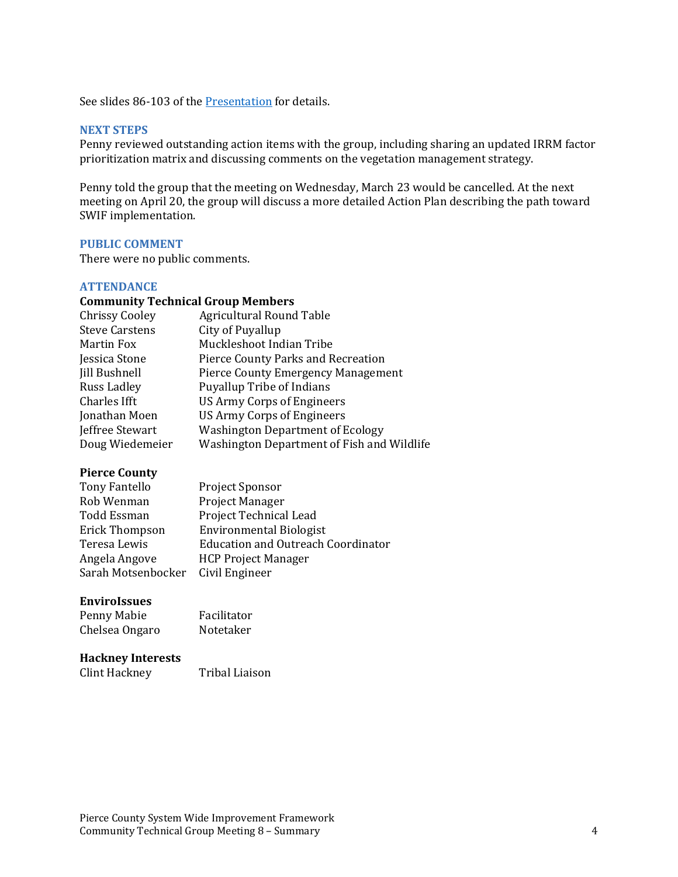See slides 86-103 of the [Presentation](Presentation) for details.

## NEXT STEPS

Penny reviewed outstanding action items with the group, including sharing an updated IRRM factor prioritization matrix and discussing comments on the vegetation management strategy.

Penny told the group that the meeting on Wednesday, March 23 would be cancelled. At the next meeting on April 20, the group will discuss a more detailed Action Plan describing the path toward SWIF implementation.

## PUBLIC COMMENT

There were no public comments.

## ATTENDANCE

**Community Technical Group Members**

| | |
|---|---|
| Chrissy Cooley | Agricultural Round Table |
| Steve Carstens | City of Puyallup |
| Martin Fox | Muckleshoot Indian Tribe |
| Jessica Stone | Pierce County Parks and Recreation |
| Jill Bushnell | Pierce County Emergency Management |
| Russ Ladley | Puyallup Tribe of Indians |
| Charles Ifft | US Army Corps of Engineers |
| Jonathan Moen | US Army Corps of Engineers |
| Jeffree Stewart | Washington Department of Ecology |
| Doug Wiedemeier | Washington Department of Fish and Wildlife |

**Pierce County**

| | |
|---|---|
| Tony Fantello | Project Sponsor |
| Rob Wenman | Project Manager |
| Todd Essman | Project Technical Lead |
| Erick Thompson | Environmental Biologist |
| Teresa Lewis | Education and Outreach Coordinator |
| Angela Angove | HCP Project Manager |
| Sarah Motsenbocker | Civil Engineer |

**EnviroIssues**

| | |
|---|---|
| Penny Mabie | Facilitator |
| Chelsea Ongaro | Notetaker |

**Hackney Interests**

| | |
|---|---|
| Clint Hackney | Tribal Liaison |